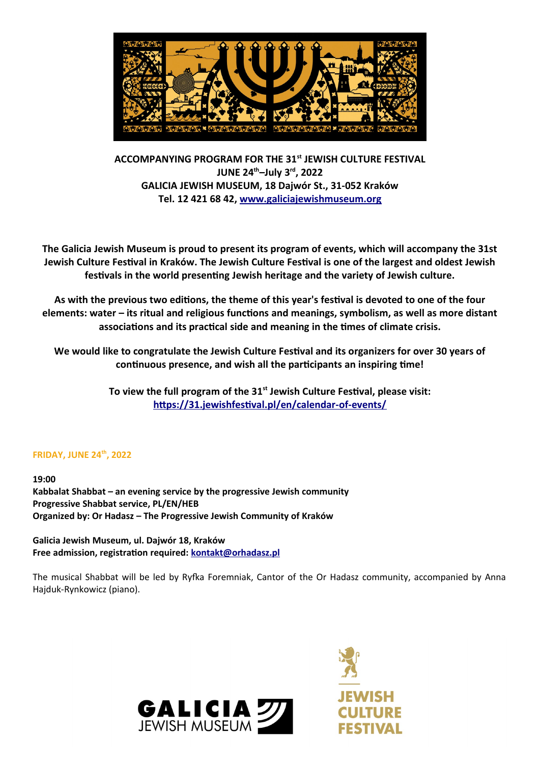**ACCOMPANYING PROGRAM FOR THE 31st JEWISH CULTURE FESTIVAL**
**JUNE 24th–July 3rd, 2022**
**GALICIA JEWISH MUSEUM, 18 Dajwór St., 31-052 Kraków**
**Tel. 12 421 68 42, [www.galiciajewishmuseum.org](http://www.galiciajewishmuseum.org)**

**The Galicia Jewish Museum is proud to present its program of events, which will accompany the 31st Jewish Culture Festival in Kraków. The Jewish Culture Festival is one of the largest and oldest Jewish festivals in the world presenting Jewish heritage and the variety of Jewish culture.**

**As with the previous two editions, the theme of this year's festival is devoted to one of the four elements: water – its ritual and religious functions and meanings, symbolism, as well as more distant associations and its practical side and meaning in the times of climate crisis.**

**We would like to congratulate the Jewish Culture Festival and its organizers for over 30 years of continuous presence, and wish all the participants an inspiring time!**

**To view the full program of the 31st Jewish Culture Festival, please visit:**
**[https://31.jewishfestival.pl/en/calendar-of-events/](https://31.jewishfestival.pl/en/calendar-of-events/)**

## FRIDAY, JUNE 24th, 2022

**19:00**
**Kabbalat Shabbat – an evening service by the progressive Jewish community**
**Progressive Shabbat service, PL/EN/HEB**
**Organized by: Or Hadasz – The Progressive Jewish Community of Kraków**

**Galicia Jewish Museum, ul. Dajwór 18, Kraków**
**Free admission, registration required: [kontakt@orhadasz.pl](mailto:kontakt@orhadasz.pl)**

The musical Shabbat will be led by Ryfka Foremniak, Cantor of the Or Hadasz community, accompanied by Anna Hajduk-Rynkowicz (piano).

GALICIA JEWISH MUSEUM

JEWISH CULTURE FESTIVAL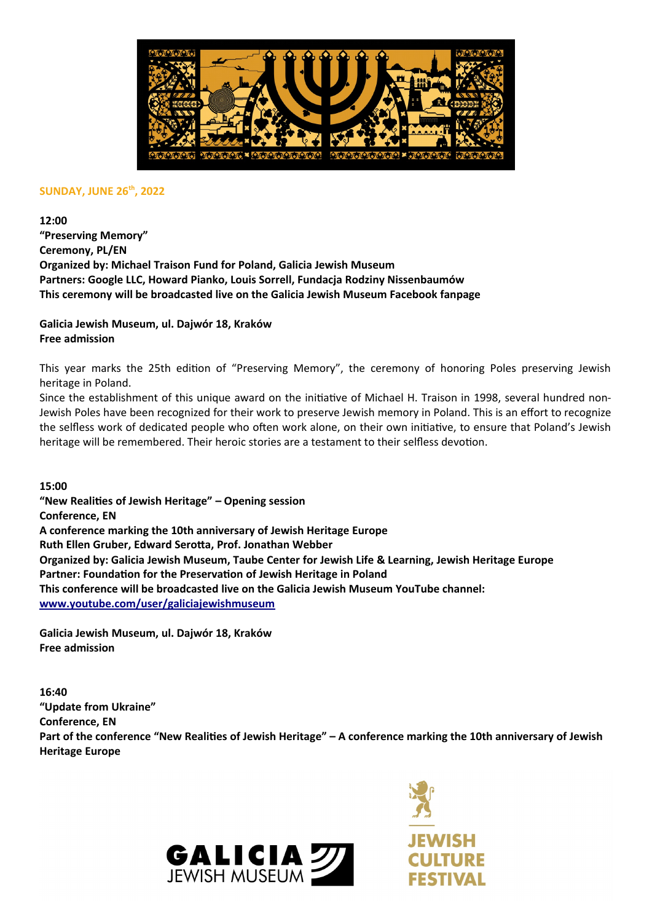**SUNDAY, JUNE 26th, 2022**

**12:00**
**"Preserving Memory"**
**Ceremony, PL/EN**
**Organized by: Michael Traison Fund for Poland, Galicia Jewish Museum**
**Partners: Google LLC, Howard Pianko, Louis Sorrell, Fundacja Rodziny Nissenbaumów**
**This ceremony will be broadcasted live on the Galicia Jewish Museum Facebook fanpage**

**Galicia Jewish Museum, ul. Dajwór 18, Kraków**
**Free admission**

This year marks the 25th edition of "Preserving Memory", the ceremony of honoring Poles preserving Jewish heritage in Poland.
Since the establishment of this unique award on the initiative of Michael H. Traison in 1998, several hundred non-Jewish Poles have been recognized for their work to preserve Jewish memory in Poland. This is an effort to recognize the selfless work of dedicated people who often work alone, on their own initiative, to ensure that Poland's Jewish heritage will be remembered. Their heroic stories are a testament to their selfless devotion.

**15:00**
**"New Realities of Jewish Heritage" – Opening session**
**Conference, EN**
**A conference marking the 10th anniversary of Jewish Heritage Europe**
**Ruth Ellen Gruber, Edward Serotta, Prof. Jonathan Webber**
**Organized by: Galicia Jewish Museum, Taube Center for Jewish Life & Learning, Jewish Heritage Europe**
**Partner: Foundation for the Preservation of Jewish Heritage in Poland**
**This conference will be broadcasted live on the Galicia Jewish Museum YouTube channel:**
**www.youtube.com/user/galiciajewishmuseum**

**Galicia Jewish Museum, ul. Dajwór 18, Kraków**
**Free admission**

**16:40**
**"Update from Ukraine"**
**Conference, EN**
**Part of the conference "New Realities of Jewish Heritage" – A conference marking the 10th anniversary of Jewish Heritage Europe**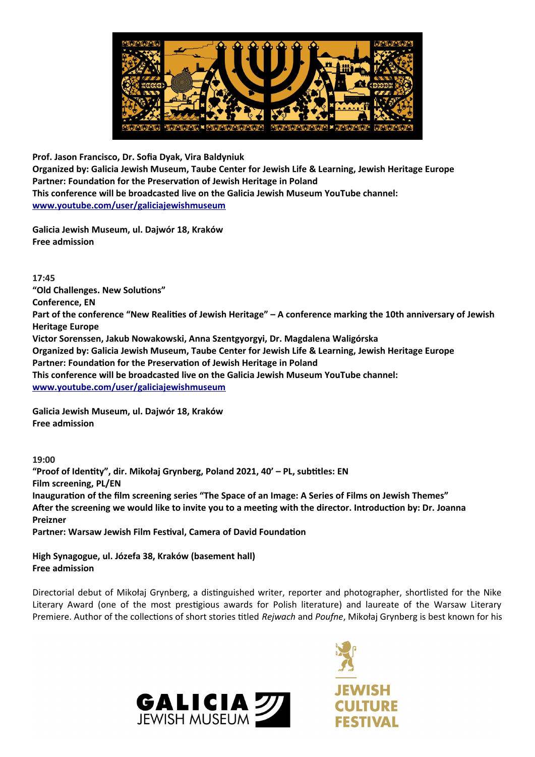**Prof. Jason Francisco, Dr. Sofia Dyak, Vira Baldyniuk**
**Organized by: Galicia Jewish Museum, Taube Center for Jewish Life & Learning, Jewish Heritage Europe**
**Partner: Foundation for the Preservation of Jewish Heritage in Poland**
**This conference will be broadcasted live on the Galicia Jewish Museum YouTube channel:**
**[www.youtube.com/user/galiciajewishmuseum](www.youtube.com/user/galiciajewishmuseum)**

**Galicia Jewish Museum, ul. Dajwór 18, Kraków**
**Free admission**

**17:45**
**"Old Challenges. New Solutions"**
**Conference, EN**
**Part of the conference "New Realities of Jewish Heritage" – A conference marking the 10th anniversary of Jewish Heritage Europe**
**Victor Sorenssen, Jakub Nowakowski, Anna Szentgyorgyi, Dr. Magdalena Waligórska**
**Organized by: Galicia Jewish Museum, Taube Center for Jewish Life & Learning, Jewish Heritage Europe**
**Partner: Foundation for the Preservation of Jewish Heritage in Poland**
**This conference will be broadcasted live on the Galicia Jewish Museum YouTube channel:**
**[www.youtube.com/user/galiciajewishmuseum](www.youtube.com/user/galiciajewishmuseum)**

**Galicia Jewish Museum, ul. Dajwór 18, Kraków**
**Free admission**

**19:00**
**"Proof of Identity", dir. Mikołaj Grynberg, Poland 2021, 40' – PL, subtitles: EN**
**Film screening, PL/EN**
**Inauguration of the film screening series "The Space of an Image: A Series of Films on Jewish Themes"**
**After the screening we would like to invite you to a meeting with the director. Introduction by: Dr. Joanna Preizner**
**Partner: Warsaw Jewish Film Festival, Camera of David Foundation**

**High Synagogue, ul. Józefa 38, Kraków (basement hall)**
**Free admission**

Directorial debut of Mikołaj Grynberg, a distinguished writer, reporter and photographer, shortlisted for the Nike Literary Award (one of the most prestigious awards for Polish literature) and laureate of the Warsaw Literary Premiere. Author of the collections of short stories titled *Rejwach* and *Poufne*, Mikołaj Grynberg is best known for his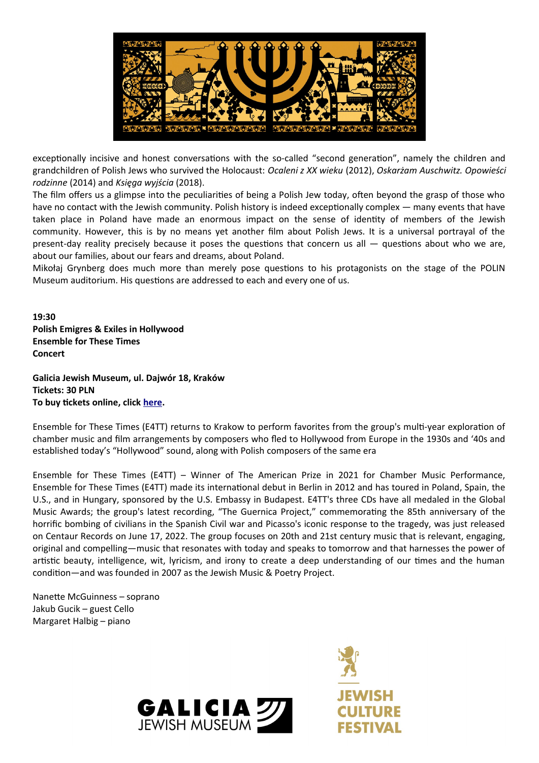exceptionally incisive and honest conversations with the so-called "second generation", namely the children and grandchildren of Polish Jews who survived the Holocaust: *Ocaleni z XX wieku* (2012), *Oskarżam Auschwitz. Opowieści rodzinne* (2014) and *Księga wyjścia* (2018).
The film offers us a glimpse into the peculiarities of being a Polish Jew today, often beyond the grasp of those who have no contact with the Jewish community. Polish history is indeed exceptionally complex — many events that have taken place in Poland have made an enormous impact on the sense of identity of members of the Jewish community. However, this is by no means yet another film about Polish Jews. It is a universal portrayal of the present-day reality precisely because it poses the questions that concern us all — questions about who we are, about our families, about our fears and dreams, about Poland.
Mikołaj Grynberg does much more than merely pose questions to his protagonists on the stage of the POLIN Museum auditorium. His questions are addressed to each and every one of us.

**19:30**
**Polish Emigres & Exiles in Hollywood**
**Ensemble for These Times**
**Concert**

**Galicia Jewish Museum, ul. Dajwór 18, Kraków**
**Tickets: 30 PLN**
**To buy tickets online, click here.**

Ensemble for These Times (E4TT) returns to Krakow to perform favorites from the group's multi-year exploration of chamber music and film arrangements by composers who fled to Hollywood from Europe in the 1930s and '40s and established today's "Hollywood" sound, along with Polish composers of the same era

Ensemble for These Times (E4TT) – Winner of The American Prize in 2021 for Chamber Music Performance, Ensemble for These Times (E4TT) made its international debut in Berlin in 2012 and has toured in Poland, Spain, the U.S., and in Hungary, sponsored by the U.S. Embassy in Budapest. E4TT's three CDs have all medaled in the Global Music Awards; the group's latest recording, "The Guernica Project," commemorating the 85th anniversary of the horrific bombing of civilians in the Spanish Civil war and Picasso's iconic response to the tragedy, was just released on Centaur Records on June 17, 2022. The group focuses on 20th and 21st century music that is relevant, engaging, original and compelling—music that resonates with today and speaks to tomorrow and that harnesses the power of artistic beauty, intelligence, wit, lyricism, and irony to create a deep understanding of our times and the human condition—and was founded in 2007 as the Jewish Music & Poetry Project.

Nanette McGuinness – soprano
Jakub Gucik – guest Cello
Margaret Halbig – piano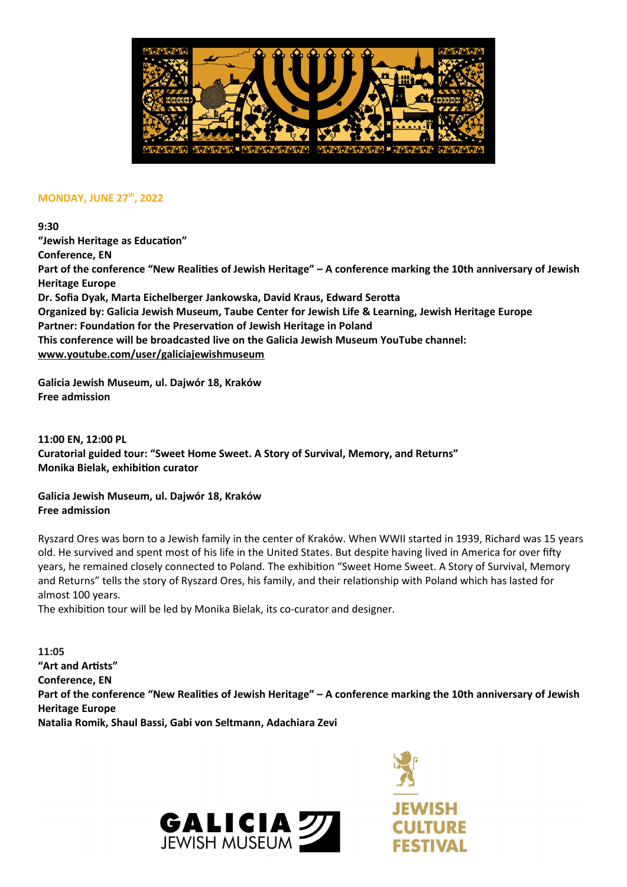## MONDAY, JUNE 27th, 2022

**9:30**
**"Jewish Heritage as Education"**
**Conference, EN**
**Part of the conference "New Realities of Jewish Heritage" – A conference marking the 10th anniversary of Jewish Heritage Europe**
**Dr. Sofia Dyak, Marta Eichelberger Jankowska, David Kraus, Edward Serotta**
**Organized by: Galicia Jewish Museum, Taube Center for Jewish Life & Learning, Jewish Heritage Europe**
**Partner: Foundation for the Preservation of Jewish Heritage in Poland**
**This conference will be broadcasted live on the Galicia Jewish Museum YouTube channel:**
**www.youtube.com/user/galiciajewishmuseum**

**Galicia Jewish Museum, ul. Dajwór 18, Kraków**
**Free admission**

**11:00 EN, 12:00 PL**
**Curatorial guided tour: "Sweet Home Sweet. A Story of Survival, Memory, and Returns"**
**Monika Bielak, exhibition curator**

**Galicia Jewish Museum, ul. Dajwór 18, Kraków**
**Free admission**

Ryszard Ores was born to a Jewish family in the center of Kraków. When WWII started in 1939, Richard was 15 years old. He survived and spent most of his life in the United States. But despite having lived in America for over fifty years, he remained closely connected to Poland. The exhibition "Sweet Home Sweet. A Story of Survival, Memory and Returns" tells the story of Ryszard Ores, his family, and their relationship with Poland which has lasted for almost 100 years.
The exhibition tour will be led by Monika Bielak, its co-curator and designer.

**11:05**
**"Art and Artists"**
**Conference, EN**
**Part of the conference "New Realities of Jewish Heritage" – A conference marking the 10th anniversary of Jewish Heritage Europe**
**Natalia Romik, Shaul Bassi, Gabi von Seltmann, Adachiara Zevi**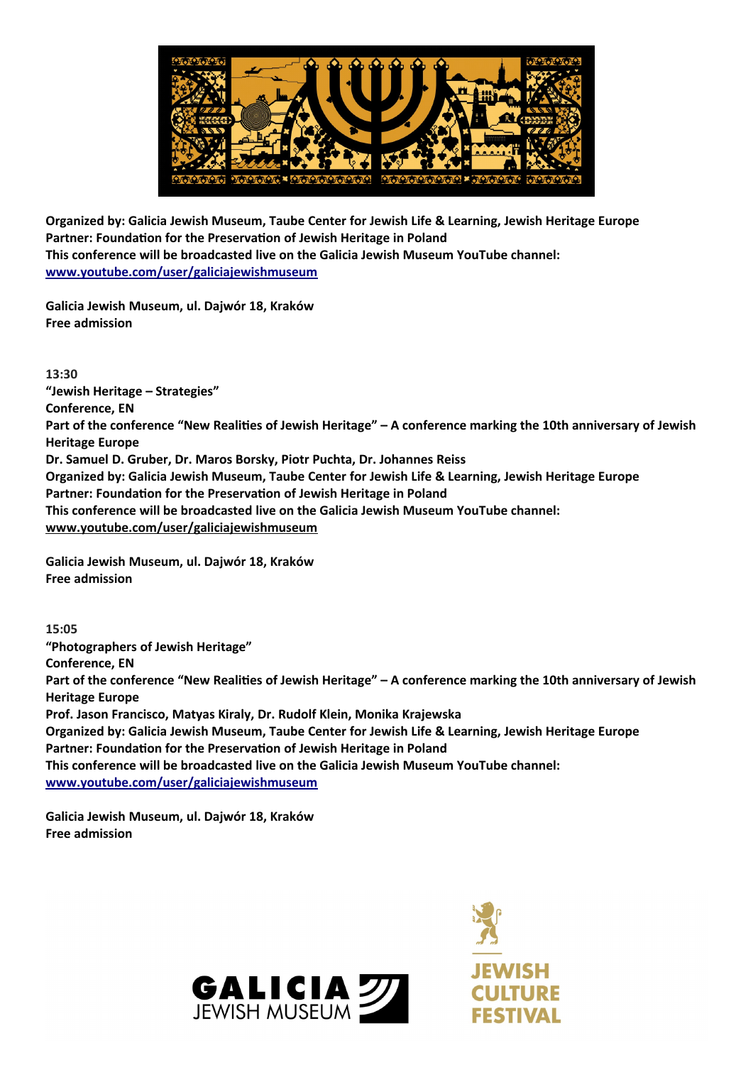**Organized by: Galicia Jewish Museum, Taube Center for Jewish Life & Learning, Jewish Heritage Europe**
**Partner: Foundation for the Preservation of Jewish Heritage in Poland**
**This conference will be broadcasted live on the Galicia Jewish Museum YouTube channel:**
**[www.youtube.com/user/galiciajewishmuseum](www.youtube.com/user/galiciajewishmuseum)**

**Galicia Jewish Museum, ul. Dajwór 18, Kraków**
**Free admission**

**13:30**
**"Jewish Heritage – Strategies"**
**Conference, EN**
**Part of the conference "New Realities of Jewish Heritage" – A conference marking the 10th anniversary of Jewish Heritage Europe**
**Dr. Samuel D. Gruber, Dr. Maros Borsky, Piotr Puchta, Dr. Johannes Reiss**
**Organized by: Galicia Jewish Museum, Taube Center for Jewish Life & Learning, Jewish Heritage Europe**
**Partner: Foundation for the Preservation of Jewish Heritage in Poland**
**This conference will be broadcasted live on the Galicia Jewish Museum YouTube channel:**
**[www.youtube.com/user/galiciajewishmuseum](www.youtube.com/user/galiciajewishmuseum)**

**Galicia Jewish Museum, ul. Dajwór 18, Kraków**
**Free admission**

**15:05**
**"Photographers of Jewish Heritage"**
**Conference, EN**
**Part of the conference "New Realities of Jewish Heritage" – A conference marking the 10th anniversary of Jewish Heritage Europe**
**Prof. Jason Francisco, Matyas Kiraly, Dr. Rudolf Klein, Monika Krajewska**
**Organized by: Galicia Jewish Museum, Taube Center for Jewish Life & Learning, Jewish Heritage Europe**
**Partner: Foundation for the Preservation of Jewish Heritage in Poland**
**This conference will be broadcasted live on the Galicia Jewish Museum YouTube channel:**
**[www.youtube.com/user/galiciajewishmuseum](www.youtube.com/user/galiciajewishmuseum)**

**Galicia Jewish Museum, ul. Dajwór 18, Kraków**
**Free admission**

GALICIA JEWISH MUSEUM

JEWISH CULTURE FESTIVAL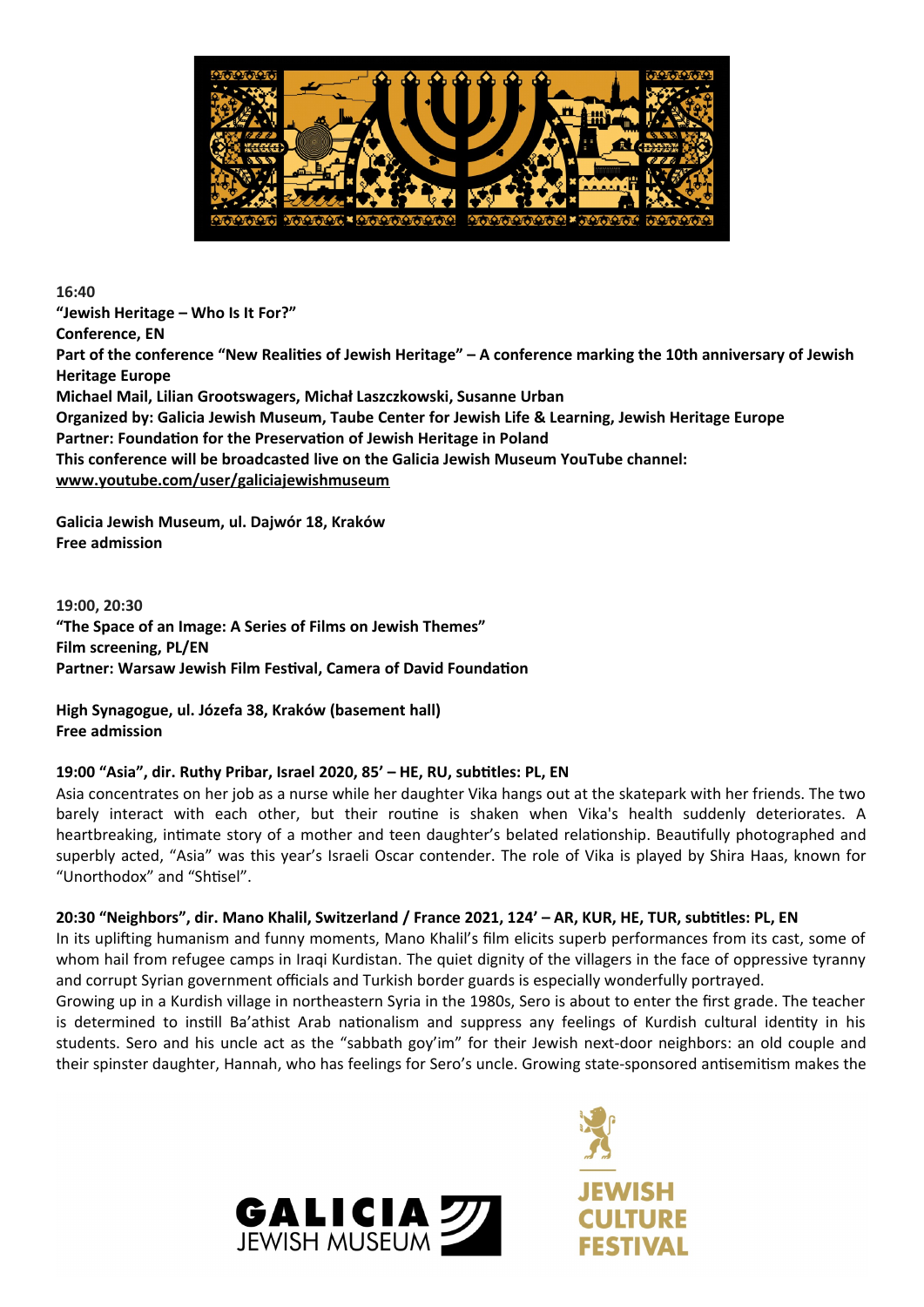**16:40**
**"Jewish Heritage – Who Is It For?"**
**Conference, EN**
**Part of the conference "New Realities of Jewish Heritage" – A conference marking the 10th anniversary of Jewish Heritage Europe**
**Michael Mail, Lilian Grootswagers, Michał Laszczkowski, Susanne Urban**
**Organized by: Galicia Jewish Museum, Taube Center for Jewish Life & Learning, Jewish Heritage Europe**
**Partner: Foundation for the Preservation of Jewish Heritage in Poland**
**This conference will be broadcasted live on the Galicia Jewish Museum YouTube channel:**
**www.youtube.com/user/galiciajewishmuseum**

**Galicia Jewish Museum, ul. Dajwór 18, Kraków**
**Free admission**

**19:00, 20:30**
**"The Space of an Image: A Series of Films on Jewish Themes"**
**Film screening, PL/EN**
**Partner: Warsaw Jewish Film Festival, Camera of David Foundation**

**High Synagogue, ul. Józefa 38, Kraków (basement hall)**
**Free admission**

**19:00 "Asia", dir. Ruthy Pribar, Israel 2020, 85' – HE, RU, subtitles: PL, EN**
Asia concentrates on her job as a nurse while her daughter Vika hangs out at the skatepark with her friends. The two barely interact with each other, but their routine is shaken when Vika's health suddenly deteriorates. A heartbreaking, intimate story of a mother and teen daughter's belated relationship. Beautifully photographed and superbly acted, "Asia" was this year's Israeli Oscar contender. The role of Vika is played by Shira Haas, known for "Unorthodox" and "Shtisel".

**20:30 "Neighbors", dir. Mano Khalil, Switzerland / France 2021, 124' – AR, KUR, HE, TUR, subtitles: PL, EN**
In its uplifting humanism and funny moments, Mano Khalil's film elicits superb performances from its cast, some of whom hail from refugee camps in Iraqi Kurdistan. The quiet dignity of the villagers in the face of oppressive tyranny and corrupt Syrian government officials and Turkish border guards is especially wonderfully portrayed.
Growing up in a Kurdish village in northeastern Syria in the 1980s, Sero is about to enter the first grade. The teacher is determined to instill Ba'athist Arab nationalism and suppress any feelings of Kurdish cultural identity in his students. Sero and his uncle act as the "sabbath goy'im" for their Jewish next-door neighbors: an old couple and their spinster daughter, Hannah, who has feelings for Sero's uncle. Growing state-sponsored antisemitism makes the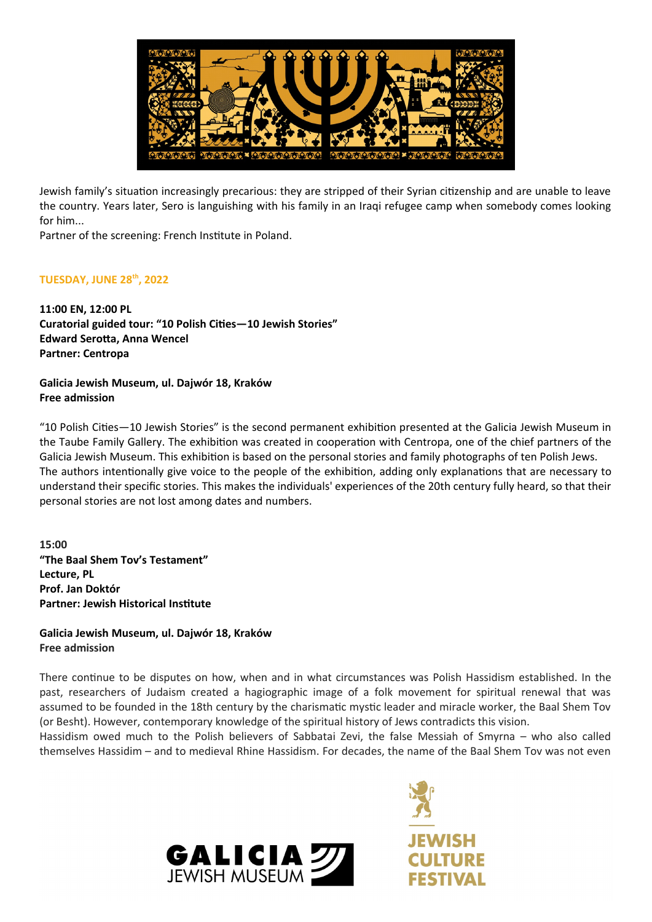Jewish family's situation increasingly precarious: they are stripped of their Syrian citizenship and are unable to leave the country. Years later, Sero is languishing with his family in an Iraqi refugee camp when somebody comes looking for him...

Partner of the screening: French Institute in Poland.

## TUESDAY, JUNE 28th, 2022

**11:00 EN, 12:00 PL**
**Curatorial guided tour: "10 Polish Cities—10 Jewish Stories"**
**Edward Serotta, Anna Wencel**
**Partner: Centropa**

**Galicia Jewish Museum, ul. Dajwór 18, Kraków**
**Free admission**

"10 Polish Cities—10 Jewish Stories" is the second permanent exhibition presented at the Galicia Jewish Museum in the Taube Family Gallery. The exhibition was created in cooperation with Centropa, one of the chief partners of the Galicia Jewish Museum. This exhibition is based on the personal stories and family photographs of ten Polish Jews.
The authors intentionally give voice to the people of the exhibition, adding only explanations that are necessary to understand their specific stories. This makes the individuals' experiences of the 20th century fully heard, so that their personal stories are not lost among dates and numbers.

**15:00**
**"The Baal Shem Tov's Testament"**
**Lecture, PL**
**Prof. Jan Doktór**
**Partner: Jewish Historical Institute**

**Galicia Jewish Museum, ul. Dajwór 18, Kraków**
**Free admission**

There continue to be disputes on how, when and in what circumstances was Polish Hassidism established. In the past, researchers of Judaism created a hagiographic image of a folk movement for spiritual renewal that was assumed to be founded in the 18th century by the charismatic mystic leader and miracle worker, the Baal Shem Tov (or Besht). However, contemporary knowledge of the spiritual history of Jews contradicts this vision.
Hassidism owed much to the Polish believers of Sabbatai Zevi, the false Messiah of Smyrna – who also called themselves Hassidim – and to medieval Rhine Hassidism. For decades, the name of the Baal Shem Tov was not even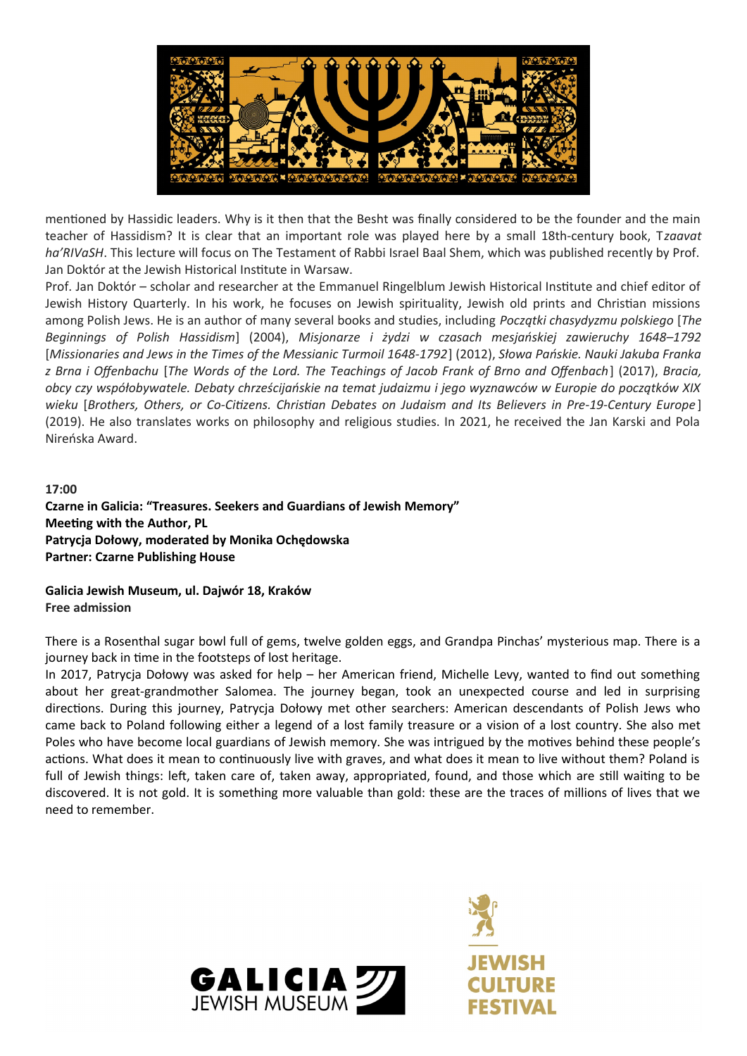mentioned by Hassidic leaders. Why is it then that the Besht was finally considered to be the founder and the main teacher of Hassidism? It is clear that an important role was played here by a small 18th-century book, T*zaavat ha'RIVaSH*. This lecture will focus on The Testament of Rabbi Israel Baal Shem, which was published recently by Prof. Jan Doktór at the Jewish Historical Institute in Warsaw.

Prof. Jan Doktór – scholar and researcher at the Emmanuel Ringelblum Jewish Historical Institute and chief editor of Jewish History Quarterly. In his work, he focuses on Jewish spirituality, Jewish old prints and Christian missions among Polish Jews. He is an author of many several books and studies, including *Początki chasydyzmu polskiego* [*The Beginnings of Polish Hassidism*] (2004), *Misjonarze i żydzi w czasach mesjańskiej zawieruchy 1648–1792* [*Missionaries and Jews in the Times of the Messianic Turmoil 1648-1792*] (2012), *Słowa Pańskie. Nauki Jakuba Franka z Brna i Offenbachu* [*The Words of the Lord. The Teachings of Jacob Frank of Brno and Offenbach*] (2017), *Bracia, obcy czy współobywatele. Debaty chrześcijańskie na temat judaizmu i jego wyznawców w Europie do początków XIX wieku* [*Brothers, Others, or Co-Citizens. Christian Debates on Judaism and Its Believers in Pre-19-Century Europe*] (2019). He also translates works on philosophy and religious studies. In 2021, he received the Jan Karski and Pola Nireńska Award.

**17:00**
**Czarne in Galicia: "Treasures. Seekers and Guardians of Jewish Memory"**
**Meeting with the Author, PL**
**Patrycja Dołowy, moderated by Monika Ochędowska**
**Partner: Czarne Publishing House**

**Galicia Jewish Museum, ul. Dajwór 18, Kraków**
**Free admission**

There is a Rosenthal sugar bowl full of gems, twelve golden eggs, and Grandpa Pinchas' mysterious map. There is a journey back in time in the footsteps of lost heritage.

In 2017, Patrycja Dołowy was asked for help – her American friend, Michelle Levy, wanted to find out something about her great-grandmother Salomea. The journey began, took an unexpected course and led in surprising directions. During this journey, Patrycja Dołowy met other searchers: American descendants of Polish Jews who came back to Poland following either a legend of a lost family treasure or a vision of a lost country. She also met Poles who have become local guardians of Jewish memory. She was intrigued by the motives behind these people's actions. What does it mean to continuously live with graves, and what does it mean to live without them? Poland is full of Jewish things: left, taken care of, taken away, appropriated, found, and those which are still waiting to be discovered. It is not gold. It is something more valuable than gold: these are the traces of millions of lives that we need to remember.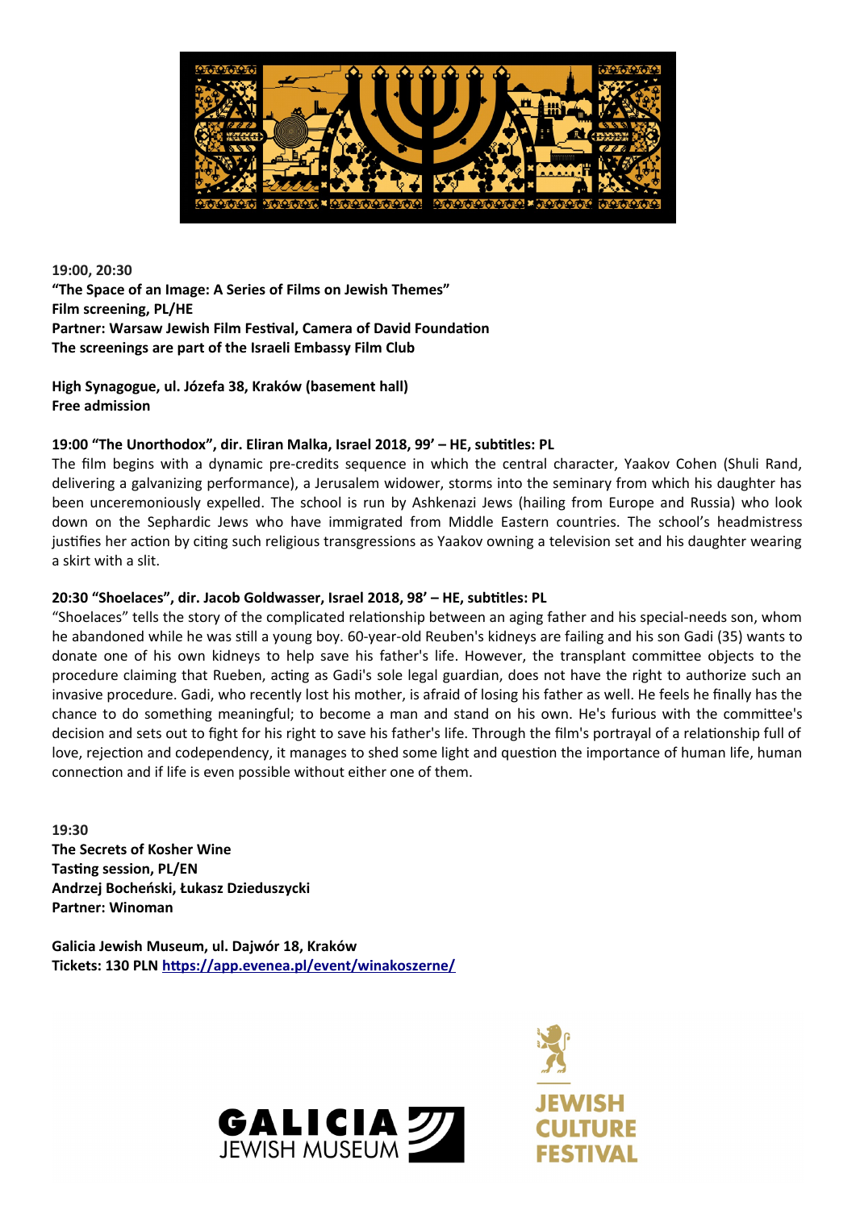**19:00, 20:30**
**"The Space of an Image: A Series of Films on Jewish Themes"**
**Film screening, PL/HE**
**Partner: Warsaw Jewish Film Festival, Camera of David Foundation**
**The screenings are part of the Israeli Embassy Film Club**

**High Synagogue, ul. Józefa 38, Kraków (basement hall)**
**Free admission**

**19:00 "The Unorthodox", dir. Eliran Malka, Israel 2018, 99' – HE, subtitles: PL**

The film begins with a dynamic pre-credits sequence in which the central character, Yaakov Cohen (Shuli Rand, delivering a galvanizing performance), a Jerusalem widower, storms into the seminary from which his daughter has been unceremoniously expelled. The school is run by Ashkenazi Jews (hailing from Europe and Russia) who look down on the Sephardic Jews who have immigrated from Middle Eastern countries. The school's headmistress justifies her action by citing such religious transgressions as Yaakov owning a television set and his daughter wearing a skirt with a slit.

**20:30 "Shoelaces", dir. Jacob Goldwasser, Israel 2018, 98' – HE, subtitles: PL**

"Shoelaces" tells the story of the complicated relationship between an aging father and his special-needs son, whom he abandoned while he was still a young boy. 60-year-old Reuben's kidneys are failing and his son Gadi (35) wants to donate one of his own kidneys to help save his father's life. However, the transplant committee objects to the procedure claiming that Rueben, acting as Gadi's sole legal guardian, does not have the right to authorize such an invasive procedure. Gadi, who recently lost his mother, is afraid of losing his father as well. He feels he finally has the chance to do something meaningful; to become a man and stand on his own. He's furious with the committee's decision and sets out to fight for his right to save his father's life. Through the film's portrayal of a relationship full of love, rejection and codependency, it manages to shed some light and question the importance of human life, human connection and if life is even possible without either one of them.

**19:30**
**The Secrets of Kosher Wine**
**Tasting session, PL/EN**
**Andrzej Bocheński, Łukasz Dzieduszycki**
**Partner: Winoman**

**Galicia Jewish Museum, ul. Dajwór 18, Kraków**
**Tickets: 130 PLN https://app.evenea.pl/event/winakoszerne/**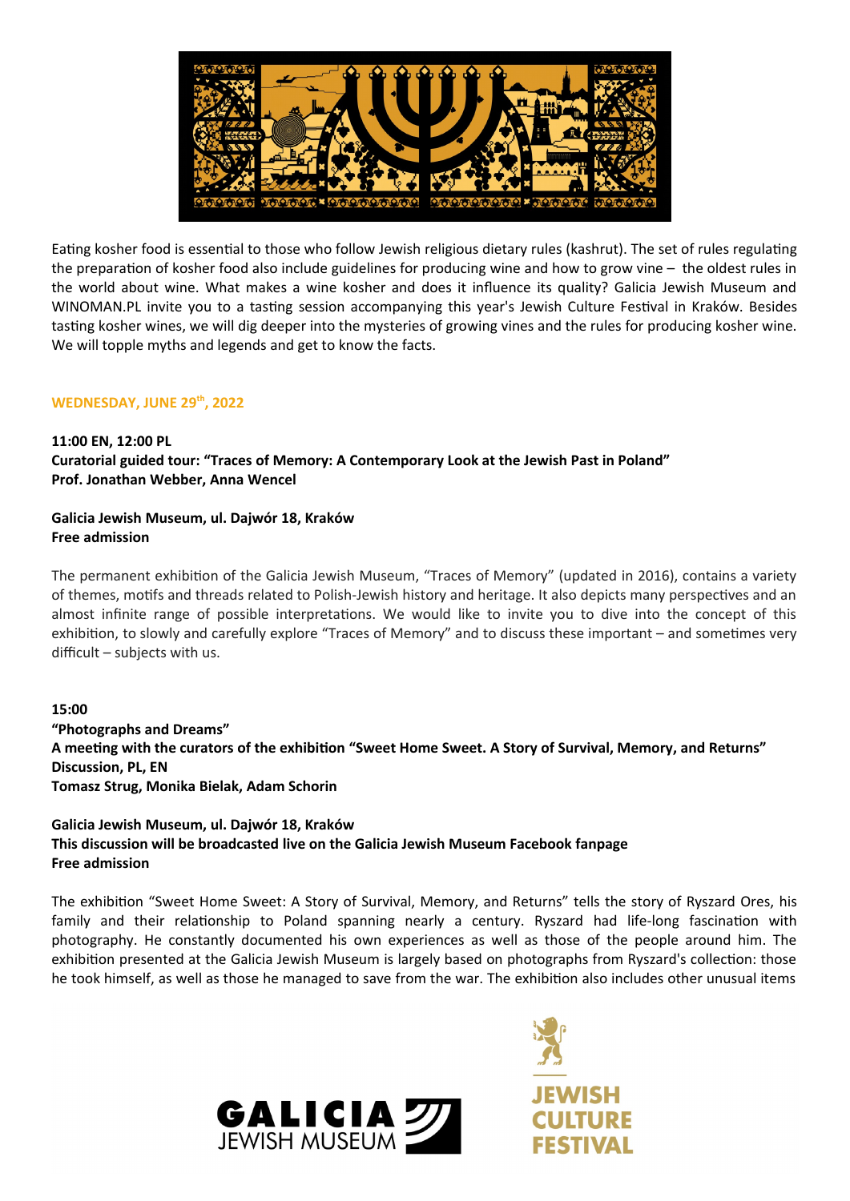Eating kosher food is essential to those who follow Jewish religious dietary rules (kashrut). The set of rules regulating the preparation of kosher food also include guidelines for producing wine and how to grow vine – the oldest rules in the world about wine. What makes a wine kosher and does it influence its quality? Galicia Jewish Museum and WINOMAN.PL invite you to a tasting session accompanying this year's Jewish Culture Festival in Kraków. Besides tasting kosher wines, we will dig deeper into the mysteries of growing vines and the rules for producing kosher wine. We will topple myths and legends and get to know the facts.

## WEDNESDAY, JUNE 29th, 2022

**11:00 EN, 12:00 PL**
**Curatorial guided tour: "Traces of Memory: A Contemporary Look at the Jewish Past in Poland"**
**Prof. Jonathan Webber, Anna Wencel**

**Galicia Jewish Museum, ul. Dajwór 18, Kraków**
**Free admission**

The permanent exhibition of the Galicia Jewish Museum, "Traces of Memory" (updated in 2016), contains a variety of themes, motifs and threads related to Polish-Jewish history and heritage. It also depicts many perspectives and an almost infinite range of possible interpretations. We would like to invite you to dive into the concept of this exhibition, to slowly and carefully explore "Traces of Memory" and to discuss these important – and sometimes very difficult – subjects with us.

**15:00**
**"Photographs and Dreams"**
**A meeting with the curators of the exhibition "Sweet Home Sweet. A Story of Survival, Memory, and Returns"**
**Discussion, PL, EN**
**Tomasz Strug, Monika Bielak, Adam Schorin**

**Galicia Jewish Museum, ul. Dajwór 18, Kraków**
**This discussion will be broadcasted live on the Galicia Jewish Museum Facebook fanpage**
**Free admission**

The exhibition "Sweet Home Sweet: A Story of Survival, Memory, and Returns" tells the story of Ryszard Ores, his family and their relationship to Poland spanning nearly a century. Ryszard had life-long fascination with photography. He constantly documented his own experiences as well as those of the people around him. The exhibition presented at the Galicia Jewish Museum is largely based on photographs from Ryszard's collection: those he took himself, as well as those he managed to save from the war. The exhibition also includes other unusual items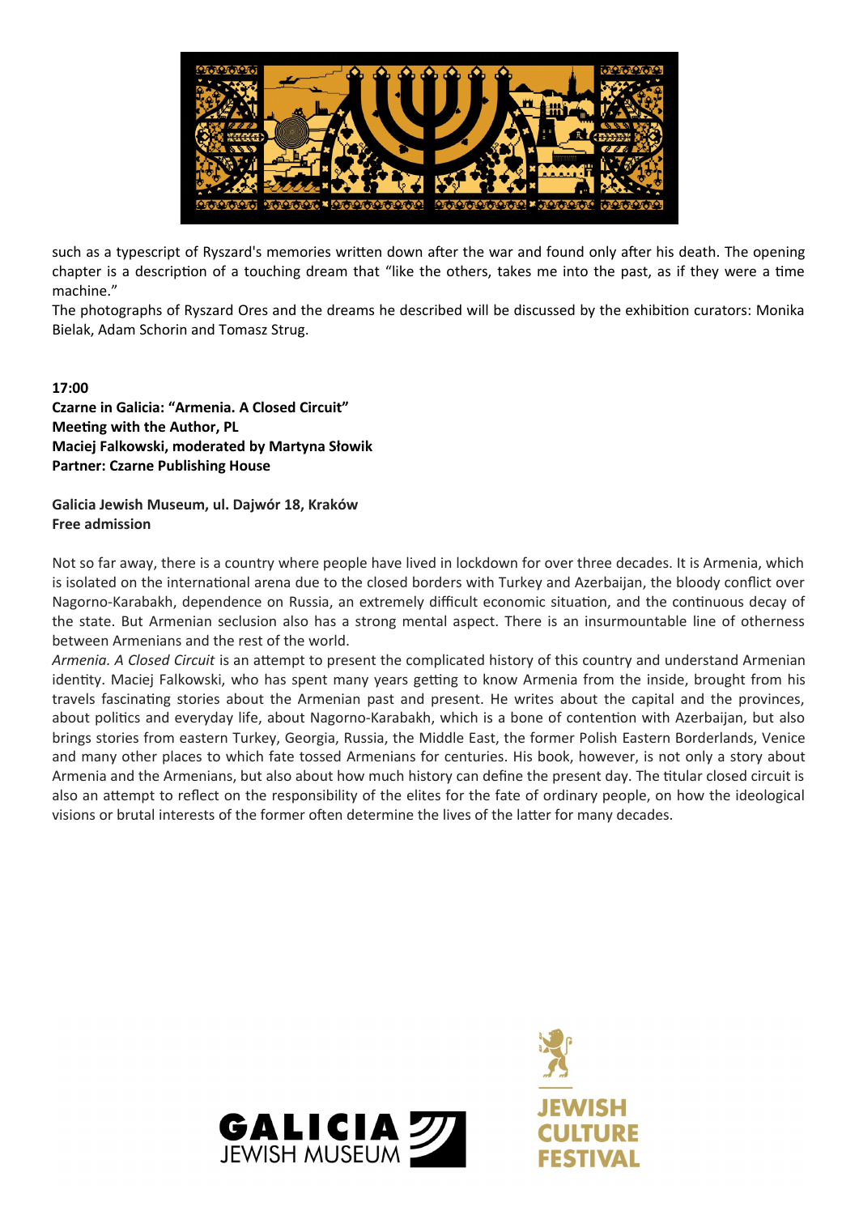such as a typescript of Ryszard's memories written down after the war and found only after his death. The opening chapter is a description of a touching dream that "like the others, takes me into the past, as if they were a time machine."
The photographs of Ryszard Ores and the dreams he described will be discussed by the exhibition curators: Monika Bielak, Adam Schorin and Tomasz Strug.

**17:00**
**Czarne in Galicia: "Armenia. A Closed Circuit"**
**Meeting with the Author, PL**
**Maciej Falkowski, moderated by Martyna Słowik**
**Partner: Czarne Publishing House**

**Galicia Jewish Museum, ul. Dajwór 18, Kraków**
**Free admission**

Not so far away, there is a country where people have lived in lockdown for over three decades. It is Armenia, which is isolated on the international arena due to the closed borders with Turkey and Azerbaijan, the bloody conflict over Nagorno-Karabakh, dependence on Russia, an extremely difficult economic situation, and the continuous decay of the state. But Armenian seclusion also has a strong mental aspect. There is an insurmountable line of otherness between Armenians and the rest of the world.
*Armenia. A Closed Circuit* is an attempt to present the complicated history of this country and understand Armenian identity. Maciej Falkowski, who has spent many years getting to know Armenia from the inside, brought from his travels fascinating stories about the Armenian past and present. He writes about the capital and the provinces, about politics and everyday life, about Nagorno-Karabakh, which is a bone of contention with Azerbaijan, but also brings stories from eastern Turkey, Georgia, Russia, the Middle East, the former Polish Eastern Borderlands, Venice and many other places to which fate tossed Armenians for centuries. His book, however, is not only a story about Armenia and the Armenians, but also about how much history can define the present day. The titular closed circuit is also an attempt to reflect on the responsibility of the elites for the fate of ordinary people, on how the ideological visions or brutal interests of the former often determine the lives of the latter for many decades.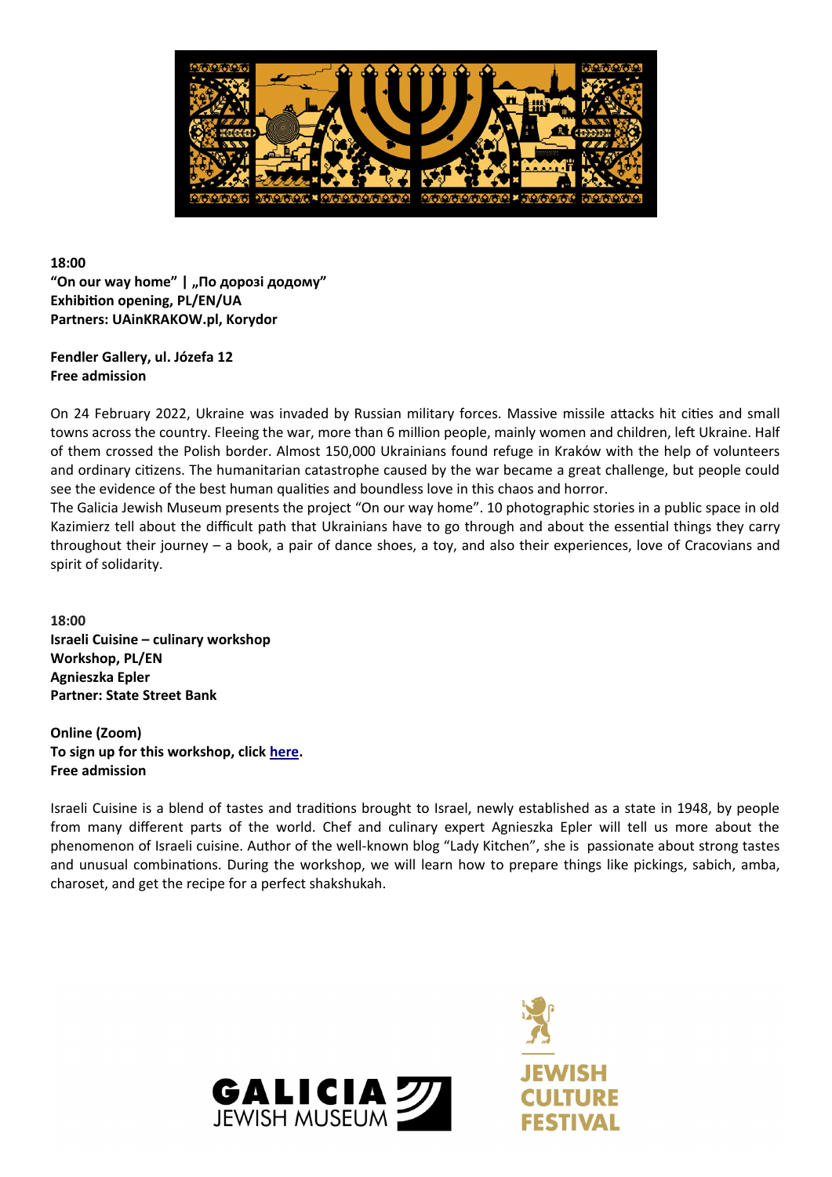**18:00**
**"On our way home" | „По дорозі додому"**
**Exhibition opening, PL/EN/UA**
**Partners: UAinKRAKOW.pl, Korydor**

**Fendler Gallery, ul. Józefa 12**
**Free admission**

On 24 February 2022, Ukraine was invaded by Russian military forces. Massive missile attacks hit cities and small towns across the country. Fleeing the war, more than 6 million people, mainly women and children, left Ukraine. Half of them crossed the Polish border. Almost 150,000 Ukrainians found refuge in Kraków with the help of volunteers and ordinary citizens. The humanitarian catastrophe caused by the war became a great challenge, but people could see the evidence of the best human qualities and boundless love in this chaos and horror.
The Galicia Jewish Museum presents the project "On our way home". 10 photographic stories in a public space in old Kazimierz tell about the difficult path that Ukrainians have to go through and about the essential things they carry throughout their journey – a book, a pair of dance shoes, a toy, and also their experiences, love of Cracovians and spirit of solidarity.

**18:00**
**Israeli Cuisine – culinary workshop**
**Workshop, PL/EN**
**Agnieszka Epler**
**Partner: State Street Bank**

**Online (Zoom)**
**To sign up for this workshop, click here.**
**Free admission**

Israeli Cuisine is a blend of tastes and traditions brought to Israel, newly established as a state in 1948, by people from many different parts of the world. Chef and culinary expert Agnieszka Epler will tell us more about the phenomenon of Israeli cuisine. Author of the well-known blog "Lady Kitchen", she is passionate about strong tastes and unusual combinations. During the workshop, we will learn how to prepare things like pickings, sabich, amba, charoset, and get the recipe for a perfect shakshukah.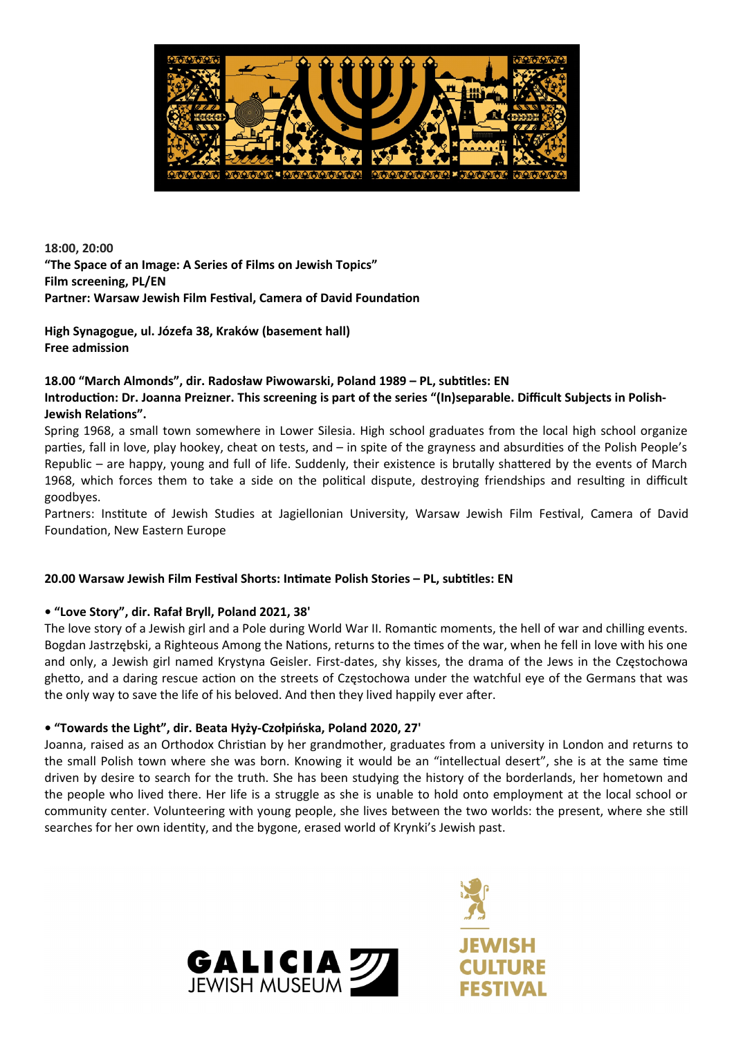**18:00, 20:00**
**"The Space of an Image: A Series of Films on Jewish Topics"**
**Film screening, PL/EN**
**Partner: Warsaw Jewish Film Festival, Camera of David Foundation**

**High Synagogue, ul. Józefa 38, Kraków (basement hall)**
**Free admission**

**18.00 "March Almonds", dir. Radosław Piwowarski, Poland 1989 – PL, subtitles: EN**
**Introduction: Dr. Joanna Preizner. This screening is part of the series "(In)separable. Difficult Subjects in Polish-Jewish Relations".**

Spring 1968, a small town somewhere in Lower Silesia. High school graduates from the local high school organize parties, fall in love, play hookey, cheat on tests, and – in spite of the grayness and absurdities of the Polish People's Republic – are happy, young and full of life. Suddenly, their existence is brutally shattered by the events of March 1968, which forces them to take a side on the political dispute, destroying friendships and resulting in difficult goodbyes.

Partners: Institute of Jewish Studies at Jagiellonian University, Warsaw Jewish Film Festival, Camera of David Foundation, New Eastern Europe

**20.00 Warsaw Jewish Film Festival Shorts: Intimate Polish Stories – PL, subtitles: EN**

**• "Love Story", dir. Rafał Bryll, Poland 2021, 38'**

The love story of a Jewish girl and a Pole during World War II. Romantic moments, the hell of war and chilling events. Bogdan Jastrzębski, a Righteous Among the Nations, returns to the times of the war, when he fell in love with his one and only, a Jewish girl named Krystyna Geisler. First-dates, shy kisses, the drama of the Jews in the Częstochowa ghetto, and a daring rescue action on the streets of Częstochowa under the watchful eye of the Germans that was the only way to save the life of his beloved. And then they lived happily ever after.

**• "Towards the Light", dir. Beata Hyży-Czołpińska, Poland 2020, 27'**

Joanna, raised as an Orthodox Christian by her grandmother, graduates from a university in London and returns to the small Polish town where she was born. Knowing it would be an "intellectual desert", she is at the same time driven by desire to search for the truth. She has been studying the history of the borderlands, her hometown and the people who lived there. Her life is a struggle as she is unable to hold onto employment at the local school or community center. Volunteering with young people, she lives between the two worlds: the present, where she still searches for her own identity, and the bygone, erased world of Krynki's Jewish past.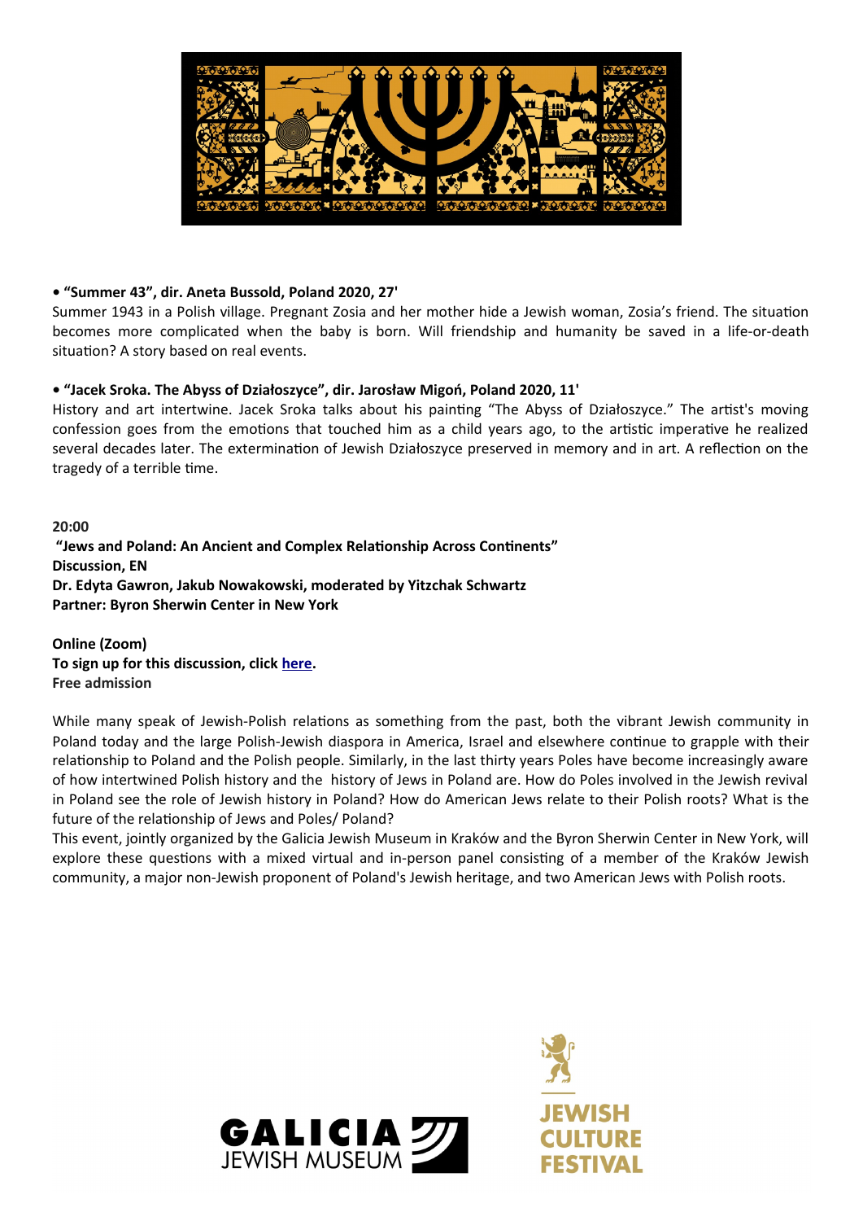**• "Summer 43", dir. Aneta Bussold, Poland 2020, 27'**

Summer 1943 in a Polish village. Pregnant Zosia and her mother hide a Jewish woman, Zosia's friend. The situation becomes more complicated when the baby is born. Will friendship and humanity be saved in a life-or-death situation? A story based on real events.

**• "Jacek Sroka. The Abyss of Działoszyce", dir. Jarosław Migoń, Poland 2020, 11'**

History and art intertwine. Jacek Sroka talks about his painting "The Abyss of Działoszyce." The artist's moving confession goes from the emotions that touched him as a child years ago, to the artistic imperative he realized several decades later. The extermination of Jewish Działoszyce preserved in memory and in art. A reflection on the tragedy of a terrible time.

**20:00**
**"Jews and Poland: An Ancient and Complex Relationship Across Continents"**
**Discussion, EN**
**Dr. Edyta Gawron, Jakub Nowakowski, moderated by Yitzchak Schwartz**
**Partner: Byron Sherwin Center in New York**

**Online (Zoom)**
**To sign up for this discussion, click here.**
**Free admission**

While many speak of Jewish-Polish relations as something from the past, both the vibrant Jewish community in Poland today and the large Polish-Jewish diaspora in America, Israel and elsewhere continue to grapple with their relationship to Poland and the Polish people. Similarly, in the last thirty years Poles have become increasingly aware of how intertwined Polish history and the history of Jews in Poland are. How do Poles involved in the Jewish revival in Poland see the role of Jewish history in Poland? How do American Jews relate to their Polish roots? What is the future of the relationship of Jews and Poles/ Poland?

This event, jointly organized by the Galicia Jewish Museum in Kraków and the Byron Sherwin Center in New York, will explore these questions with a mixed virtual and in-person panel consisting of a member of the Kraków Jewish community, a major non-Jewish proponent of Poland's Jewish heritage, and two American Jews with Polish roots.

GALICIA JEWISH MUSEUM

JEWISH CULTURE FESTIVAL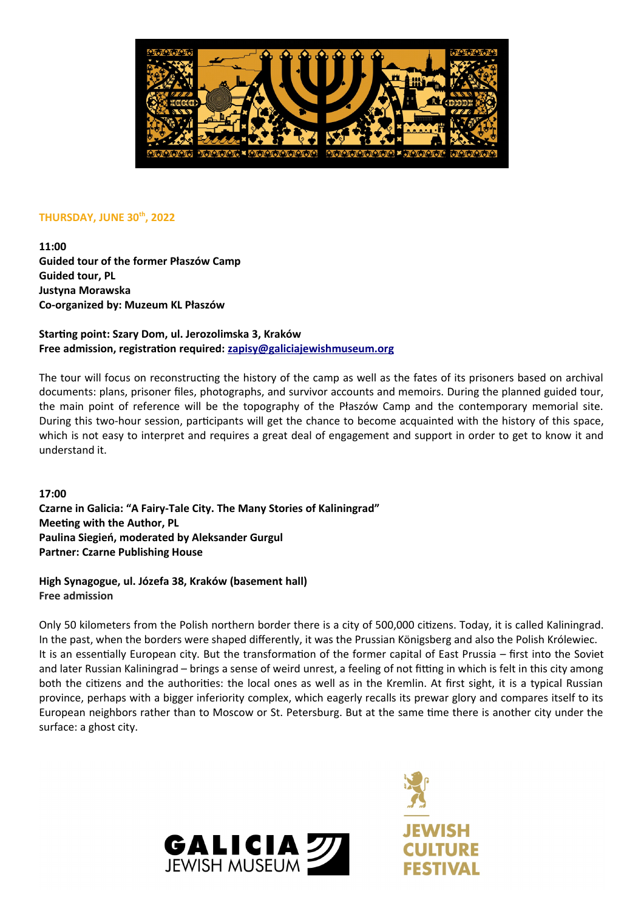**THURSDAY, JUNE 30th, 2022**

**11:00**
**Guided tour of the former Płaszów Camp**
**Guided tour, PL**
**Justyna Morawska**
**Co-organized by: Muzeum KL Płaszów**

**Starting point: Szary Dom, ul. Jerozolimska 3, Kraków**
**Free admission, registration required: zapisy@galiciajewishmuseum.org**

The tour will focus on reconstructing the history of the camp as well as the fates of its prisoners based on archival documents: plans, prisoner files, photographs, and survivor accounts and memoirs. During the planned guided tour, the main point of reference will be the topography of the Płaszów Camp and the contemporary memorial site. During this two-hour session, participants will get the chance to become acquainted with the history of this space, which is not easy to interpret and requires a great deal of engagement and support in order to get to know it and understand it.

**17:00**
**Czarne in Galicia: "A Fairy-Tale City. The Many Stories of Kaliningrad"**
**Meeting with the Author, PL**
**Paulina Siegień, moderated by Aleksander Gurgul**
**Partner: Czarne Publishing House**

**High Synagogue, ul. Józefa 38, Kraków (basement hall)**
**Free admission**

Only 50 kilometers from the Polish northern border there is a city of 500,000 citizens. Today, it is called Kaliningrad. In the past, when the borders were shaped differently, it was the Prussian Königsberg and also the Polish Królewiec. It is an essentially European city. But the transformation of the former capital of East Prussia – first into the Soviet and later Russian Kaliningrad – brings a sense of weird unrest, a feeling of not fitting in which is felt in this city among both the citizens and the authorities: the local ones as well as in the Kremlin. At first sight, it is a typical Russian province, perhaps with a bigger inferiority complex, which eagerly recalls its prewar glory and compares itself to its European neighbors rather than to Moscow or St. Petersburg. But at the same time there is another city under the surface: a ghost city.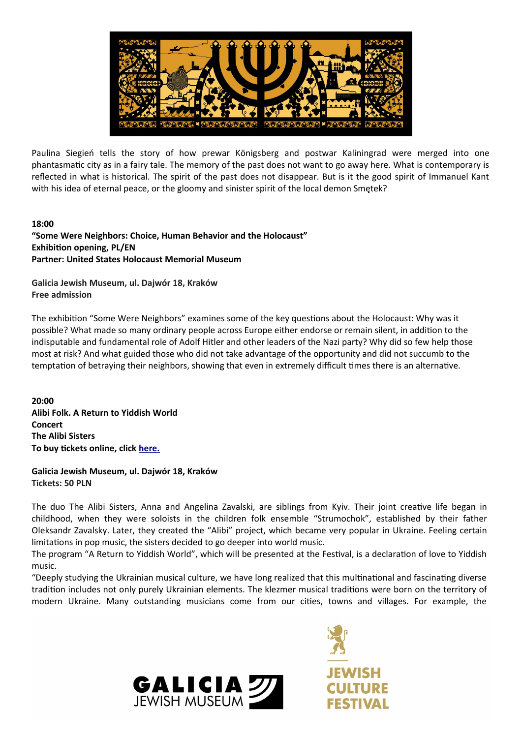Paulina Siegień tells the story of how prewar Königsberg and postwar Kaliningrad were merged into one phantasmatic city as in a fairy tale. The memory of the past does not want to go away here. What is contemporary is reflected in what is historical. The spirit of the past does not disappear. But is it the good spirit of Immanuel Kant with his idea of eternal peace, or the gloomy and sinister spirit of the local demon Smętek?

**18:00**
**"Some Were Neighbors: Choice, Human Behavior and the Holocaust"**
**Exhibition opening, PL/EN**
**Partner: United States Holocaust Memorial Museum**

**Galicia Jewish Museum, ul. Dajwór 18, Kraków**
**Free admission**

The exhibition "Some Were Neighbors" examines some of the key questions about the Holocaust: Why was it possible? What made so many ordinary people across Europe either endorse or remain silent, in addition to the indisputable and fundamental role of Adolf Hitler and other leaders of the Nazi party? Why did so few help those most at risk? And what guided those who did not take advantage of the opportunity and did not succumb to the temptation of betraying their neighbors, showing that even in extremely difficult times there is an alternative.

**20:00**
**Alibi Folk. A Return to Yiddish World**
**Concert**
**The Alibi Sisters**
**To buy tickets online, click here.**

**Galicia Jewish Museum, ul. Dajwór 18, Kraków**
**Tickets: 50 PLN**

The duo The Alibi Sisters, Anna and Angelina Zavalski, are siblings from Kyiv. Their joint creative life began in childhood, when they were soloists in the children folk ensemble "Strumochok", established by their father Oleksandr Zavalsky. Later, they created the "Alibi" project, which became very popular in Ukraine. Feeling certain limitations in pop music, the sisters decided to go deeper into world music.
The program "A Return to Yiddish World", which will be presented at the Festival, is a declaration of love to Yiddish music.
"Deeply studying the Ukrainian musical culture, we have long realized that this multinational and fascinating diverse tradition includes not only purely Ukrainian elements. The klezmer musical traditions were born on the territory of modern Ukraine. Many outstanding musicians come from our cities, towns and villages. For example, the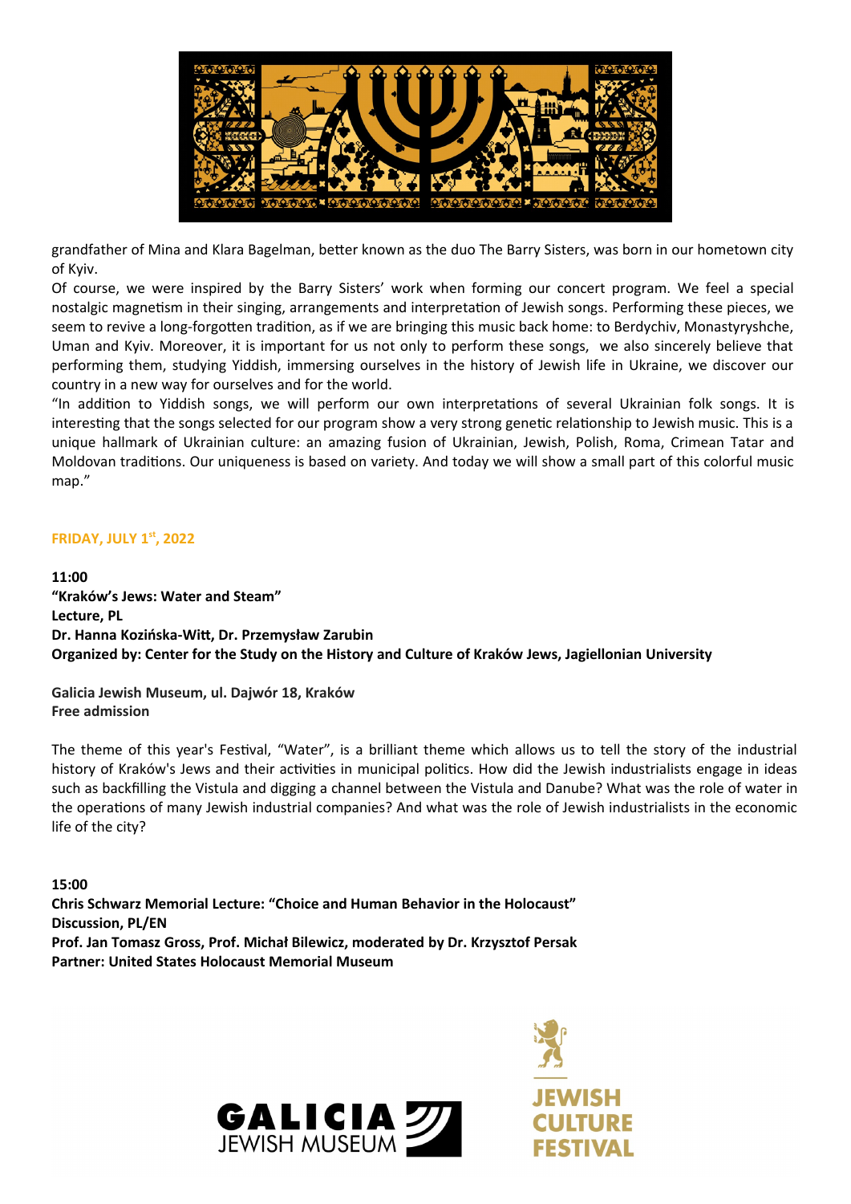grandfather of Mina and Klara Bagelman, better known as the duo The Barry Sisters, was born in our hometown city of Kyiv.

Of course, we were inspired by the Barry Sisters' work when forming our concert program. We feel a special nostalgic magnetism in their singing, arrangements and interpretation of Jewish songs. Performing these pieces, we seem to revive a long-forgotten tradition, as if we are bringing this music back home: to Berdychiv, Monastyryshche, Uman and Kyiv. Moreover, it is important for us not only to perform these songs, we also sincerely believe that performing them, studying Yiddish, immersing ourselves in the history of Jewish life in Ukraine, we discover our country in a new way for ourselves and for the world.

"In addition to Yiddish songs, we will perform our own interpretations of several Ukrainian folk songs. It is interesting that the songs selected for our program show a very strong genetic relationship to Jewish music. This is a unique hallmark of Ukrainian culture: an amazing fusion of Ukrainian, Jewish, Polish, Roma, Crimean Tatar and Moldovan traditions. Our uniqueness is based on variety. And today we will show a small part of this colorful music map."

## FRIDAY, JULY 1st, 2022

**11:00**
**"Kraków's Jews: Water and Steam"**
**Lecture, PL**
**Dr. Hanna Kozińska-Witt, Dr. Przemysław Zarubin**
**Organized by: Center for the Study on the History and Culture of Kraków Jews, Jagiellonian University**

**Galicia Jewish Museum, ul. Dajwór 18, Kraków**
**Free admission**

The theme of this year's Festival, "Water", is a brilliant theme which allows us to tell the story of the industrial history of Kraków's Jews and their activities in municipal politics. How did the Jewish industrialists engage in ideas such as backfilling the Vistula and digging a channel between the Vistula and Danube? What was the role of water in the operations of many Jewish industrial companies? And what was the role of Jewish industrialists in the economic life of the city?

**15:00**
**Chris Schwarz Memorial Lecture: "Choice and Human Behavior in the Holocaust"**
**Discussion, PL/EN**
**Prof. Jan Tomasz Gross, Prof. Michał Bilewicz, moderated by Dr. Krzysztof Persak**
**Partner: United States Holocaust Memorial Museum**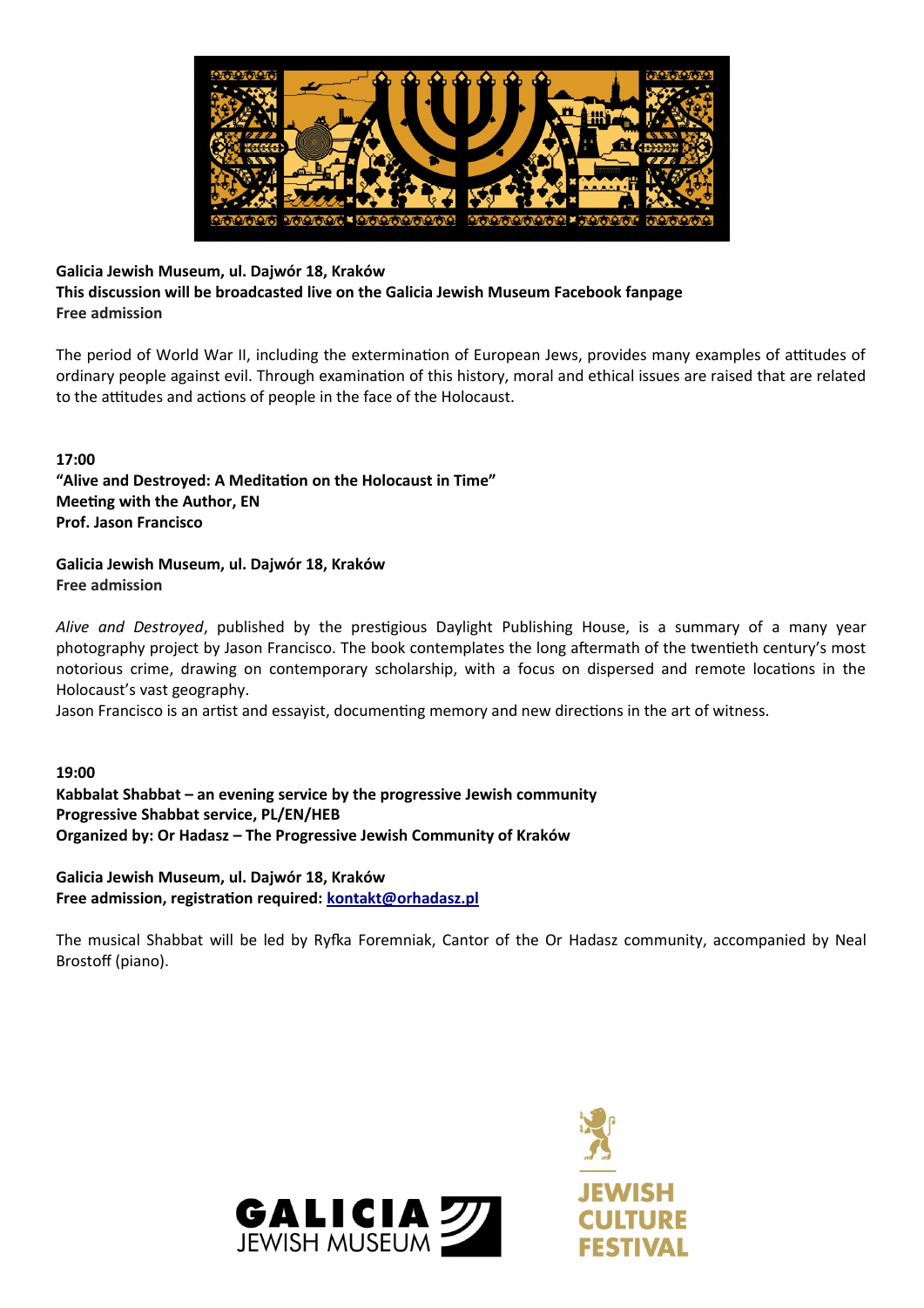**Galicia Jewish Museum, ul. Dajwór 18, Kraków**
**This discussion will be broadcasted live on the Galicia Jewish Museum Facebook fanpage**
**Free admission**

The period of World War II, including the extermination of European Jews, provides many examples of attitudes of ordinary people against evil. Through examination of this history, moral and ethical issues are raised that are related to the attitudes and actions of people in the face of the Holocaust.

**17:00**
**"Alive and Destroyed: A Meditation on the Holocaust in Time"**
**Meeting with the Author, EN**
**Prof. Jason Francisco**

**Galicia Jewish Museum, ul. Dajwór 18, Kraków**
**Free admission**

*Alive and Destroyed*, published by the prestigious Daylight Publishing House, is a summary of a many year photography project by Jason Francisco. The book contemplates the long aftermath of the twentieth century's most notorious crime, drawing on contemporary scholarship, with a focus on dispersed and remote locations in the Holocaust's vast geography.
Jason Francisco is an artist and essayist, documenting memory and new directions in the art of witness.

**19:00**
**Kabbalat Shabbat – an evening service by the progressive Jewish community**
**Progressive Shabbat service, PL/EN/HEB**
**Organized by: Or Hadasz – The Progressive Jewish Community of Kraków**

**Galicia Jewish Museum, ul. Dajwór 18, Kraków**
**Free admission, registration required: kontakt@orhadasz.pl**

The musical Shabbat will be led by Ryfka Foremniak, Cantor of the Or Hadasz community, accompanied by Neal Brostoff (piano).

GALICIA JEWISH MUSEUM

JEWISH CULTURE FESTIVAL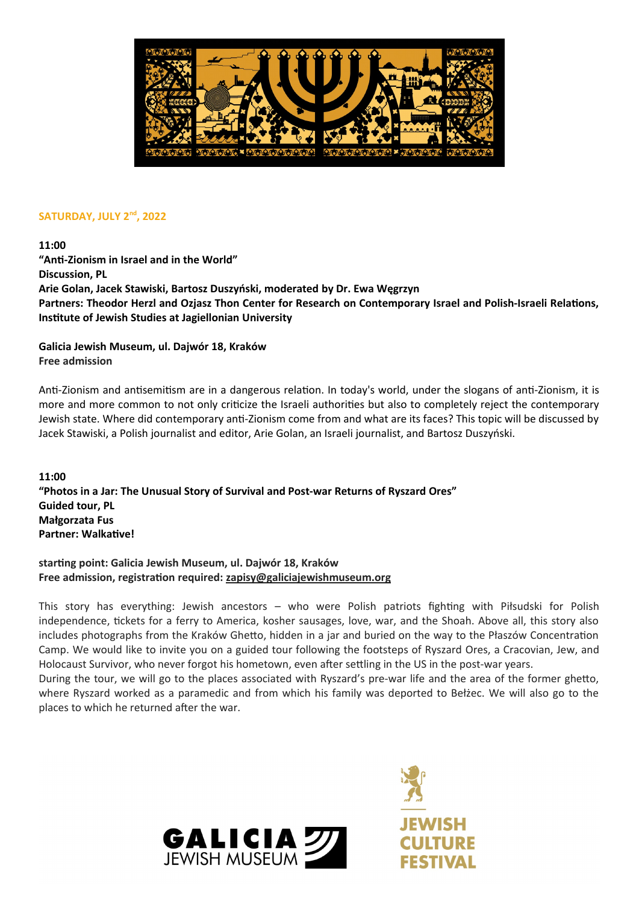## SATURDAY, JULY 2nd, 2022

**11:00**
**"Anti-Zionism in Israel and in the World"**
**Discussion, PL**
**Arie Golan, Jacek Stawiski, Bartosz Duszyński, moderated by Dr. Ewa Węgrzyn**
**Partners: Theodor Herzl and Ozjasz Thon Center for Research on Contemporary Israel and Polish-Israeli Relations, Institute of Jewish Studies at Jagiellonian University**

**Galicia Jewish Museum, ul. Dajwór 18, Kraków**
**Free admission**

Anti-Zionism and antisemitism are in a dangerous relation. In today's world, under the slogans of anti-Zionism, it is more and more common to not only criticize the Israeli authorities but also to completely reject the contemporary Jewish state. Where did contemporary anti-Zionism come from and what are its faces? This topic will be discussed by Jacek Stawiski, a Polish journalist and editor, Arie Golan, an Israeli journalist, and Bartosz Duszyński.

**11:00**
**"Photos in a Jar: The Unusual Story of Survival and Post-war Returns of Ryszard Ores"**
**Guided tour, PL**
**Małgorzata Fus**
**Partner: Walkative!**

**starting point: Galicia Jewish Museum, ul. Dajwór 18, Kraków**
**Free admission, registration required: zapisy@galiciajewishmuseum.org**

This story has everything: Jewish ancestors – who were Polish patriots fighting with Piłsudski for Polish independence, tickets for a ferry to America, kosher sausages, love, war, and the Shoah. Above all, this story also includes photographs from the Kraków Ghetto, hidden in a jar and buried on the way to the Płaszów Concentration Camp. We would like to invite you on a guided tour following the footsteps of Ryszard Ores, a Cracovian, Jew, and Holocaust Survivor, who never forgot his hometown, even after settling in the US in the post-war years.
During the tour, we will go to the places associated with Ryszard's pre-war life and the area of the former ghetto, where Ryszard worked as a paramedic and from which his family was deported to Bełżec. We will also go to the places to which he returned after the war.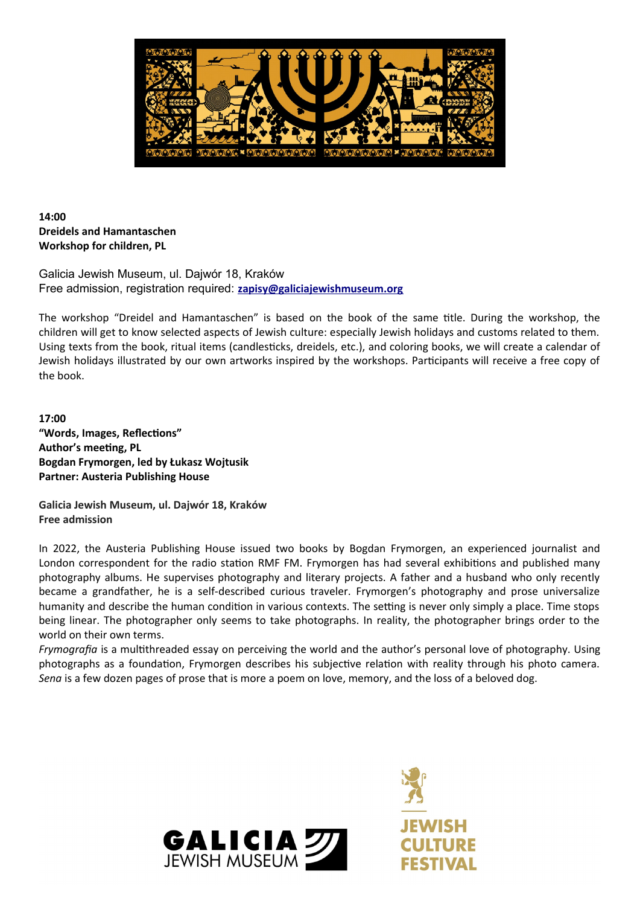**14:00**
**Dreidels and Hamantaschen**
**Workshop for children, PL**

Galicia Jewish Museum, ul. Dajwór 18, Kraków
Free admission, registration required: **zapisy@galiciajewishmuseum.org**

The workshop "Dreidel and Hamantaschen" is based on the book of the same title. During the workshop, the children will get to know selected aspects of Jewish culture: especially Jewish holidays and customs related to them. Using texts from the book, ritual items (candlesticks, dreidels, etc.), and coloring books, we will create a calendar of Jewish holidays illustrated by our own artworks inspired by the workshops. Participants will receive a free copy of the book.

**17:00**
**"Words, Images, Reflections"**
**Author's meeting, PL**
**Bogdan Frymorgen, led by Łukasz Wojtusik**
**Partner: Austeria Publishing House**

**Galicia Jewish Museum, ul. Dajwór 18, Kraków**
**Free admission**

In 2022, the Austeria Publishing House issued two books by Bogdan Frymorgen, an experienced journalist and London correspondent for the radio station RMF FM. Frymorgen has had several exhibitions and published many photography albums. He supervises photography and literary projects. A father and a husband who only recently became a grandfather, he is a self-described curious traveler. Frymorgen's photography and prose universalize humanity and describe the human condition in various contexts. The setting is never only simply a place. Time stops being linear. The photographer only seems to take photographs. In reality, the photographer brings order to the world on their own terms.

*Frymografia* is a multithreaded essay on perceiving the world and the author's personal love of photography. Using photographs as a foundation, Frymorgen describes his subjective relation with reality through his photo camera. *Sena* is a few dozen pages of prose that is more a poem on love, memory, and the loss of a beloved dog.

GALICIA JEWISH MUSEUM

JEWISH CULTURE FESTIVAL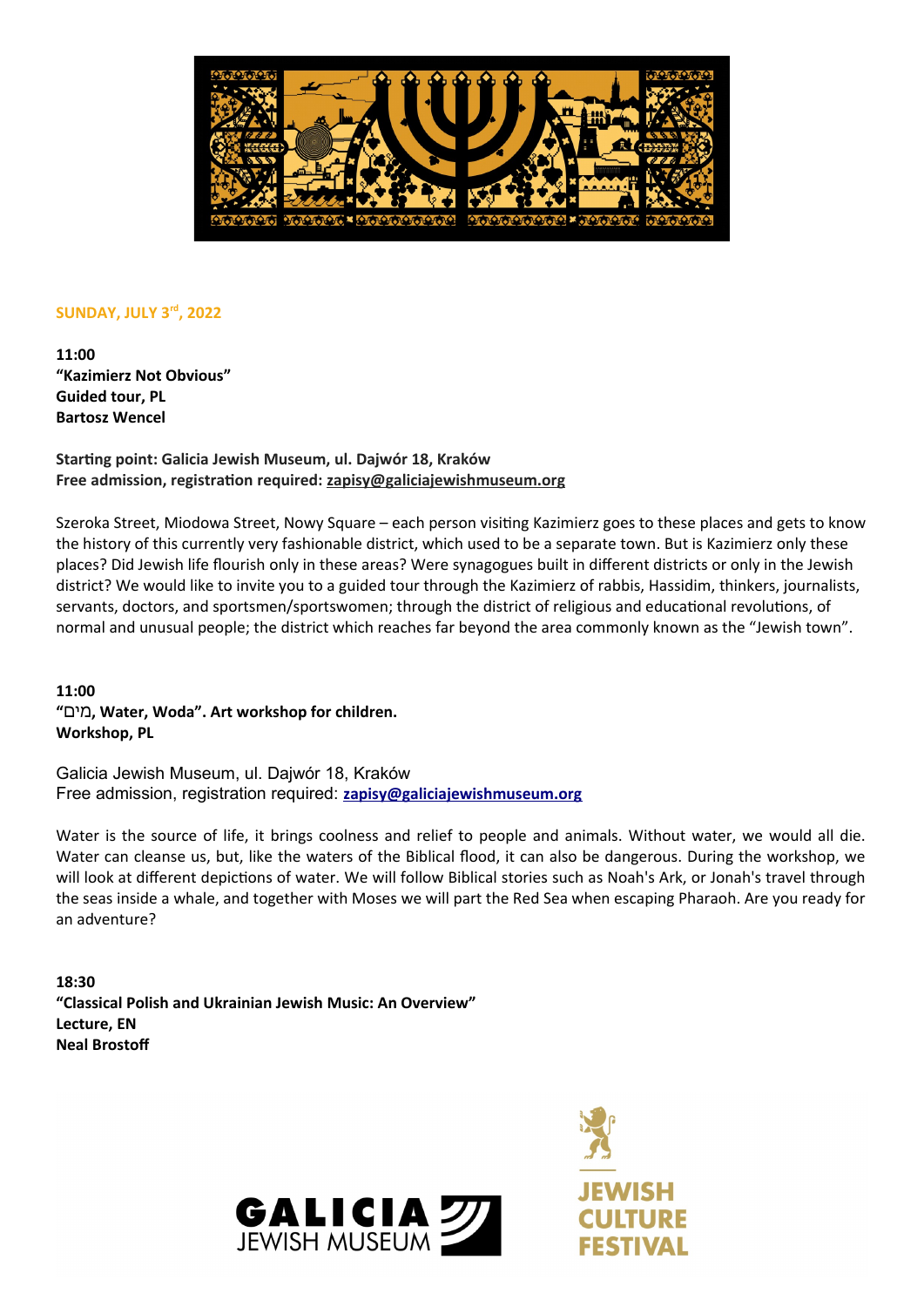**SUNDAY, JULY 3rd, 2022**

**11:00**
**"Kazimierz Not Obvious"**
**Guided tour, PL**
**Bartosz Wencel**

**Starting point: Galicia Jewish Museum, ul. Dajwór 18, Kraków**
**Free admission, registration required: zapisy@galiciajewishmuseum.org**

Szeroka Street, Miodowa Street, Nowy Square – each person visiting Kazimierz goes to these places and gets to know the history of this currently very fashionable district, which used to be a separate town. But is Kazimierz only these places? Did Jewish life flourish only in these areas? Were synagogues built in different districts or only in the Jewish district? We would like to invite you to a guided tour through the Kazimierz of rabbis, Hassidim, thinkers, journalists, servants, doctors, and sportsmen/sportswomen; through the district of religious and educational revolutions, of normal and unusual people; the district which reaches far beyond the area commonly known as the "Jewish town".

**11:00**
**"מים, Water, Woda". Art workshop for children.**
**Workshop, PL**

Galicia Jewish Museum, ul. Dajwór 18, Kraków
Free admission, registration required: **zapisy@galiciajewishmuseum.org**

Water is the source of life, it brings coolness and relief to people and animals. Without water, we would all die. Water can cleanse us, but, like the waters of the Biblical flood, it can also be dangerous. During the workshop, we will look at different depictions of water. We will follow Biblical stories such as Noah's Ark, or Jonah's travel through the seas inside a whale, and together with Moses we will part the Red Sea when escaping Pharaoh. Are you ready for an adventure?

**18:30**
**"Classical Polish and Ukrainian Jewish Music: An Overview"**
**Lecture, EN**
**Neal Brostoff**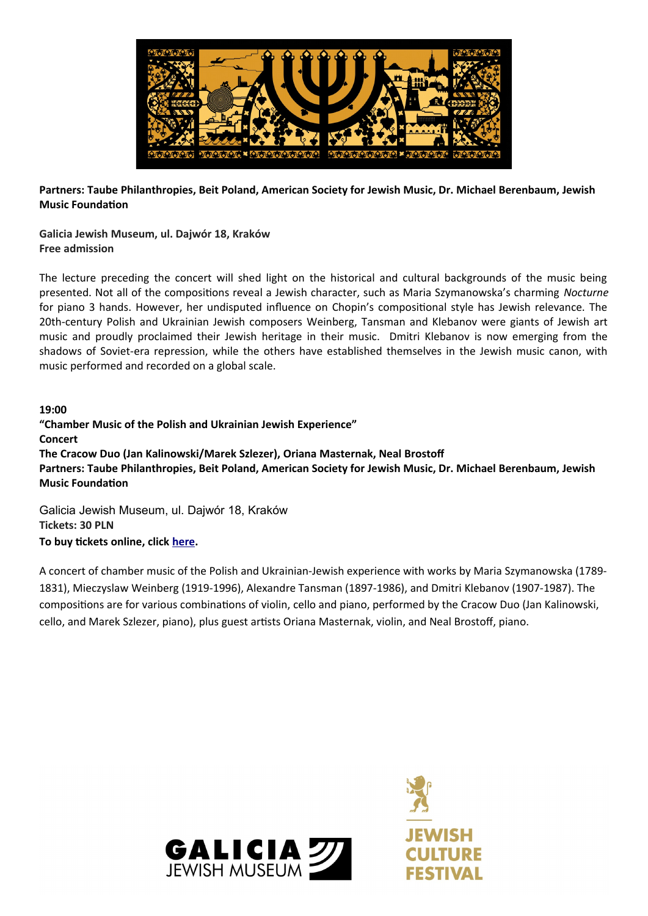**Partners: Taube Philanthropies, Beit Poland, American Society for Jewish Music, Dr. Michael Berenbaum, Jewish Music Foundation**

**Galicia Jewish Museum, ul. Dajwór 18, Kraków**
**Free admission**

The lecture preceding the concert will shed light on the historical and cultural backgrounds of the music being presented. Not all of the compositions reveal a Jewish character, such as Maria Szymanowska's charming *Nocturne* for piano 3 hands. However, her undisputed influence on Chopin's compositional style has Jewish relevance. The 20th-century Polish and Ukrainian Jewish composers Weinberg, Tansman and Klebanov were giants of Jewish art music and proudly proclaimed their Jewish heritage in their music. Dmitri Klebanov is now emerging from the shadows of Soviet-era repression, while the others have established themselves in the Jewish music canon, with music performed and recorded on a global scale.

**19:00**
**"Chamber Music of the Polish and Ukrainian Jewish Experience"**
**Concert**
**The Cracow Duo (Jan Kalinowski/Marek Szlezer), Oriana Masternak, Neal Brostoff**
**Partners: Taube Philanthropies, Beit Poland, American Society for Jewish Music, Dr. Michael Berenbaum, Jewish Music Foundation**

Galicia Jewish Museum, ul. Dajwór 18, Kraków
**Tickets: 30 PLN**
**To buy tickets online, click here.**

A concert of chamber music of the Polish and Ukrainian-Jewish experience with works by Maria Szymanowska (1789-1831), Mieczyslaw Weinberg (1919-1996), Alexandre Tansman (1897-1986), and Dmitri Klebanov (1907-1987). The compositions are for various combinations of violin, cello and piano, performed by the Cracow Duo (Jan Kalinowski, cello, and Marek Szlezer, piano), plus guest artists Oriana Masternak, violin, and Neal Brostoff, piano.

GALICIA JEWISH MUSEUM

JEWISH CULTURE FESTIVAL